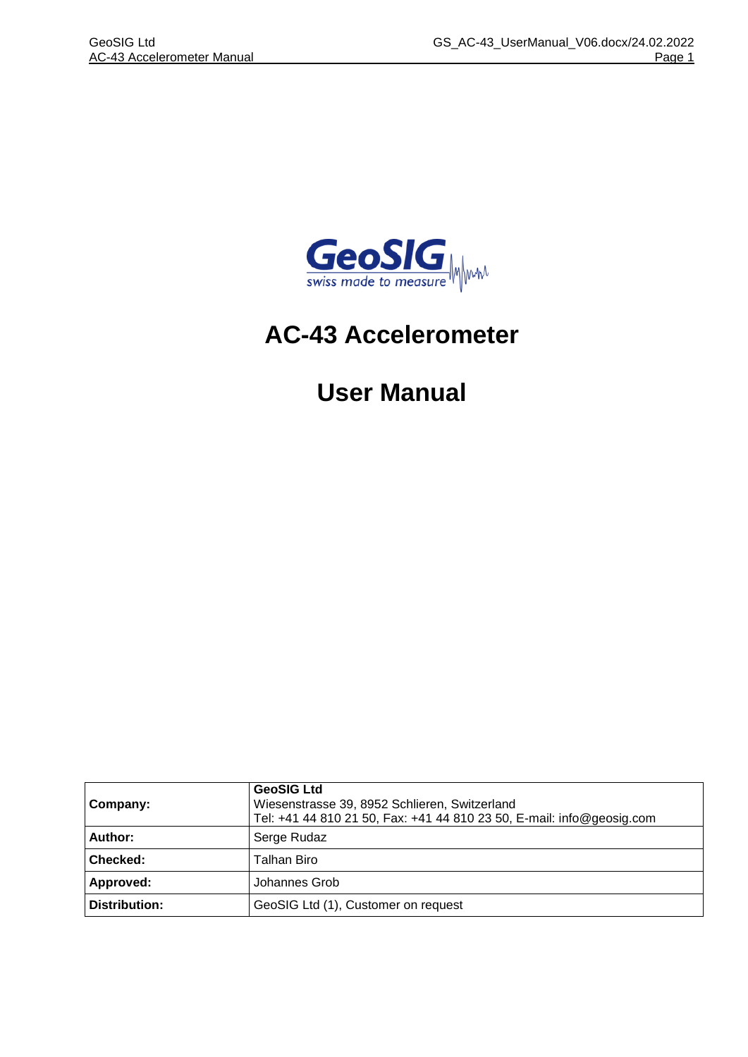# AC-43 Accelerometer

# User Manual

| | |
|---|---|
| **Company:** | **GeoSIG Ltd**<br>Wiesenstrasse 39, 8952 Schlieren, Switzerland<br>Tel: +41 44 810 21 50, Fax: +41 44 810 23 50, E-mail: info@geosig.com |
| **Author:** | Serge Rudaz |
| **Checked:** | Talhan Biro |
| **Approved:** | Johannes Grob |
| **Distribution:** | GeoSIG Ltd (1), Customer on request |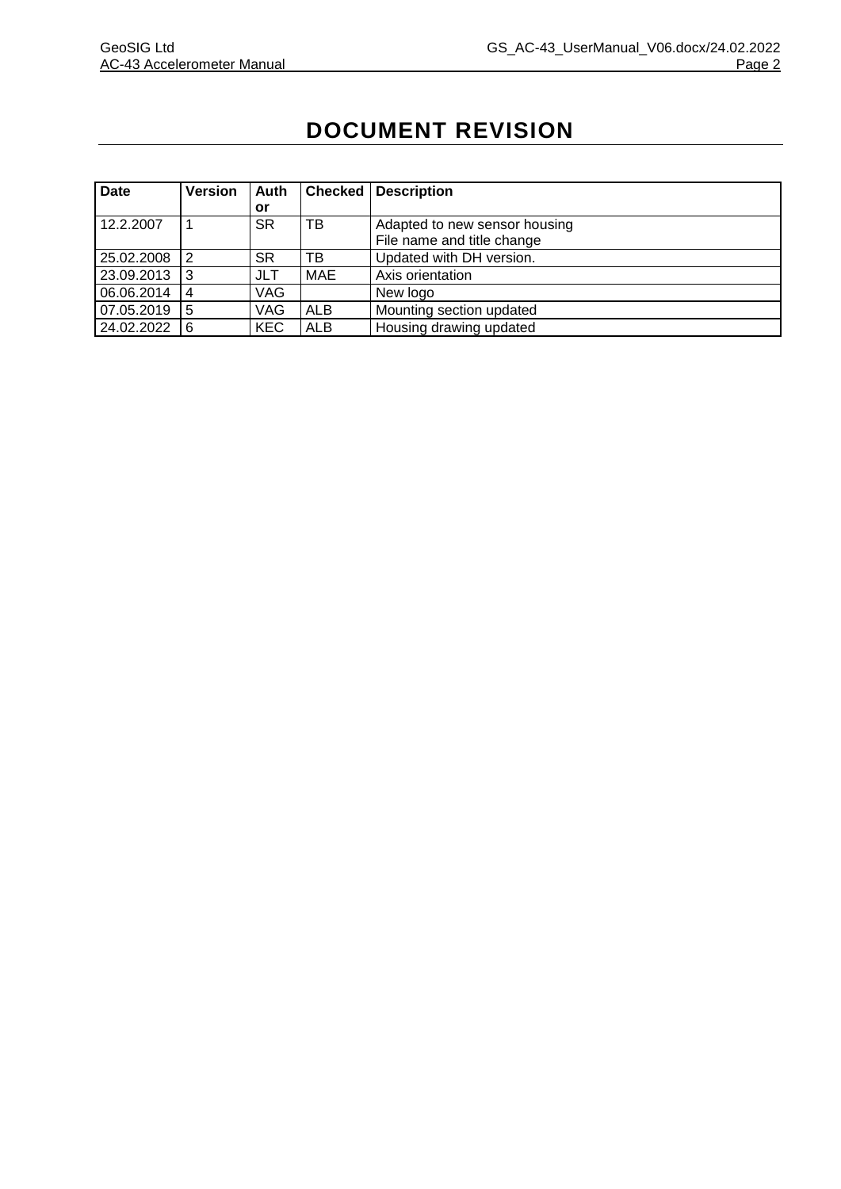# DOCUMENT REVISION

| Date | Version | Author | Checked | Description |
|---|---|---|---|---|
| 12.2.2007 | 1 | SR | TB | Adapted to new sensor housing<br>File name and title change |
| 25.02.2008 | 2 | SR | TB | Updated with DH version. |
| 23.09.2013 | 3 | JLT | MAE | Axis orientation |
| 06.06.2014 | 4 | VAG | | New logo |
| 07.05.2019 | 5 | VAG | ALB | Mounting section updated |
| 24.02.2022 | 6 | KEC | ALB | Housing drawing updated |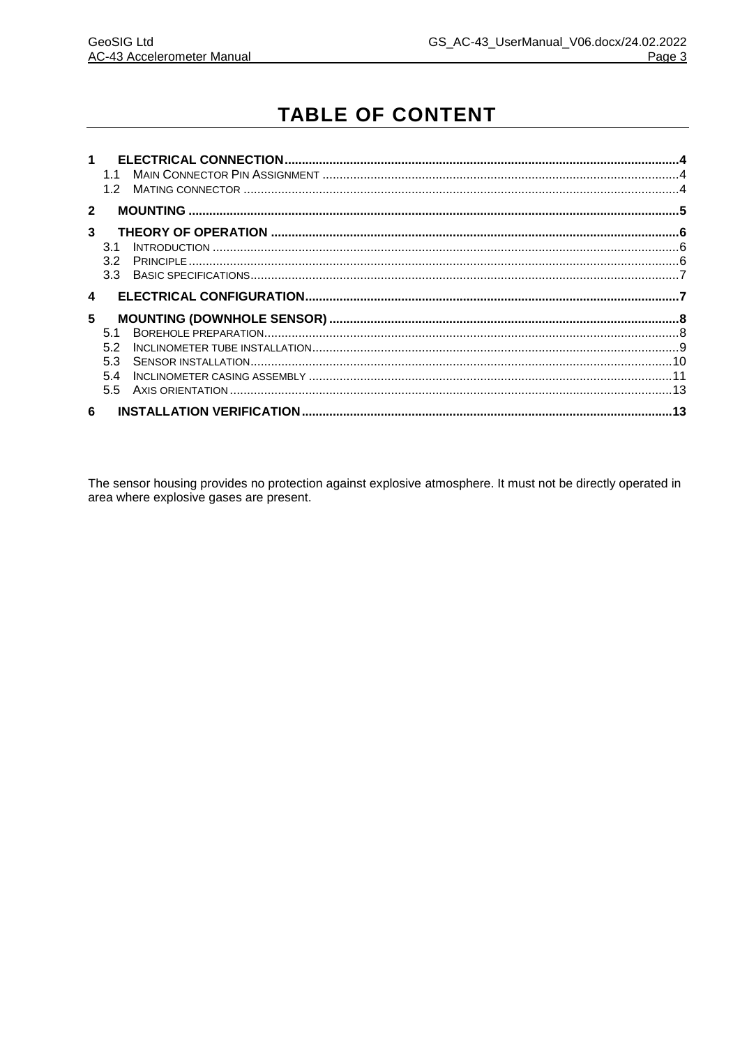# TABLE OF CONTENT

**1 ELECTRICAL CONNECTION** .......... 4
- 1.1 MAIN CONNECTOR PIN ASSIGNMENT .......... 4
- 1.2 MATING CONNECTOR .......... 4

**2 MOUNTING** .......... 5

**3 THEORY OF OPERATION** .......... 6
- 3.1 INTRODUCTION .......... 6
- 3.2 PRINCIPLE .......... 6
- 3.3 BASIC SPECIFICATIONS .......... 7

**4 ELECTRICAL CONFIGURATION** .......... 7

**5 MOUNTING (DOWNHOLE SENSOR)** .......... 8
- 5.1 BOREHOLE PREPARATION .......... 8
- 5.2 INCLINOMETER TUBE INSTALLATION .......... 9
- 5.3 SENSOR INSTALLATION .......... 10
- 5.4 INCLINOMETER CASING ASSEMBLY .......... 11
- 5.5 AXIS ORIENTATION .......... 13

**6 INSTALLATION VERIFICATION** .......... 13

The sensor housing provides no protection against explosive atmosphere. It must not be directly operated in area where explosive gases are present.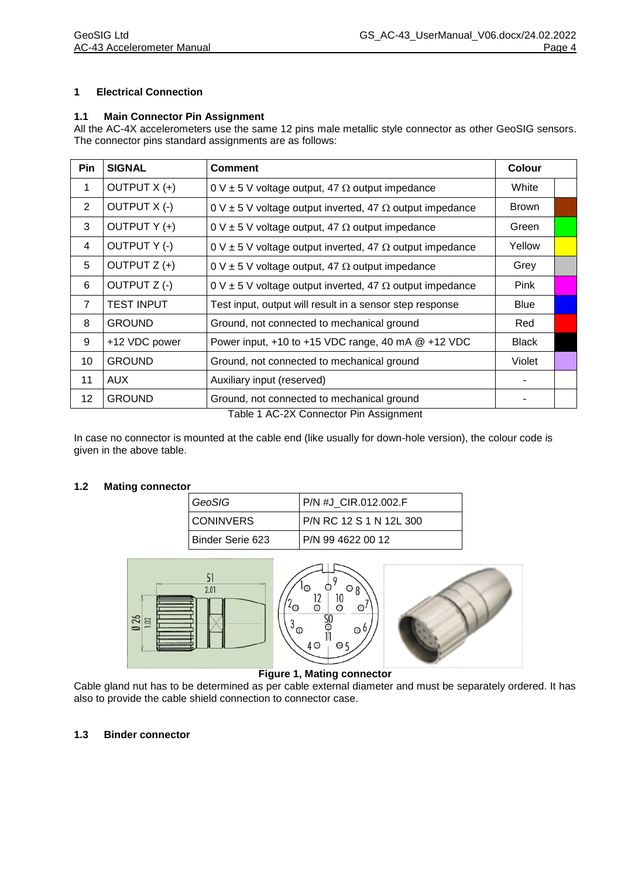## 1 Electrical Connection

### 1.1 Main Connector Pin Assignment

All the AC-4X accelerometers use the same 12 pins male metallic style connector as other GeoSIG sensors. The connector pins standard assignments are as follows:

| Pin | SIGNAL | Comment | Colour | |
|---|---|---|---|---|
| 1 | OUTPUT X (+) | 0 V ± 5 V voltage output, 47 Ω output impedance | White | |
| 2 | OUTPUT X (-) | 0 V ± 5 V voltage output inverted, 47 Ω output impedance | Brown | |
| 3 | OUTPUT Y (+) | 0 V ± 5 V voltage output, 47 Ω output impedance | Green | |
| 4 | OUTPUT Y (-) | 0 V ± 5 V voltage output inverted, 47 Ω output impedance | Yellow | |
| 5 | OUTPUT Z (+) | 0 V ± 5 V voltage output, 47 Ω output impedance | Grey | |
| 6 | OUTPUT Z (-) | 0 V ± 5 V voltage output inverted, 47 Ω output impedance | Pink | |
| 7 | TEST INPUT | Test input, output will result in a sensor step response | Blue | |
| 8 | GROUND | Ground, not connected to mechanical ground | Red | |
| 9 | +12 VDC power | Power input, +10 to +15 VDC range, 40 mA @ +12 VDC | Black | |
| 10 | GROUND | Ground, not connected to mechanical ground | Violet | |
| 11 | AUX | Auxiliary input (reserved) | - | |
| 12 | GROUND | Ground, not connected to mechanical ground | - | |

Table 1 AC-2X Connector Pin Assignment

In case no connector is mounted at the cable end (like usually for down-hole version), the colour code is given in the above table.

### 1.2 Mating connector

| *GeoSIG* | P/N #J_CIR.012.002.F |
|---|---|
| CONINVERS | P/N RC 12 S 1 N 12L 300 |
| Binder Serie 623 | P/N 99 4622 00 12 |

**Figure 1, Mating connector**

Cable gland nut has to be determined as per cable external diameter and must be separately ordered. It has also to provide the cable shield connection to connector case.

### 1.3 Binder connector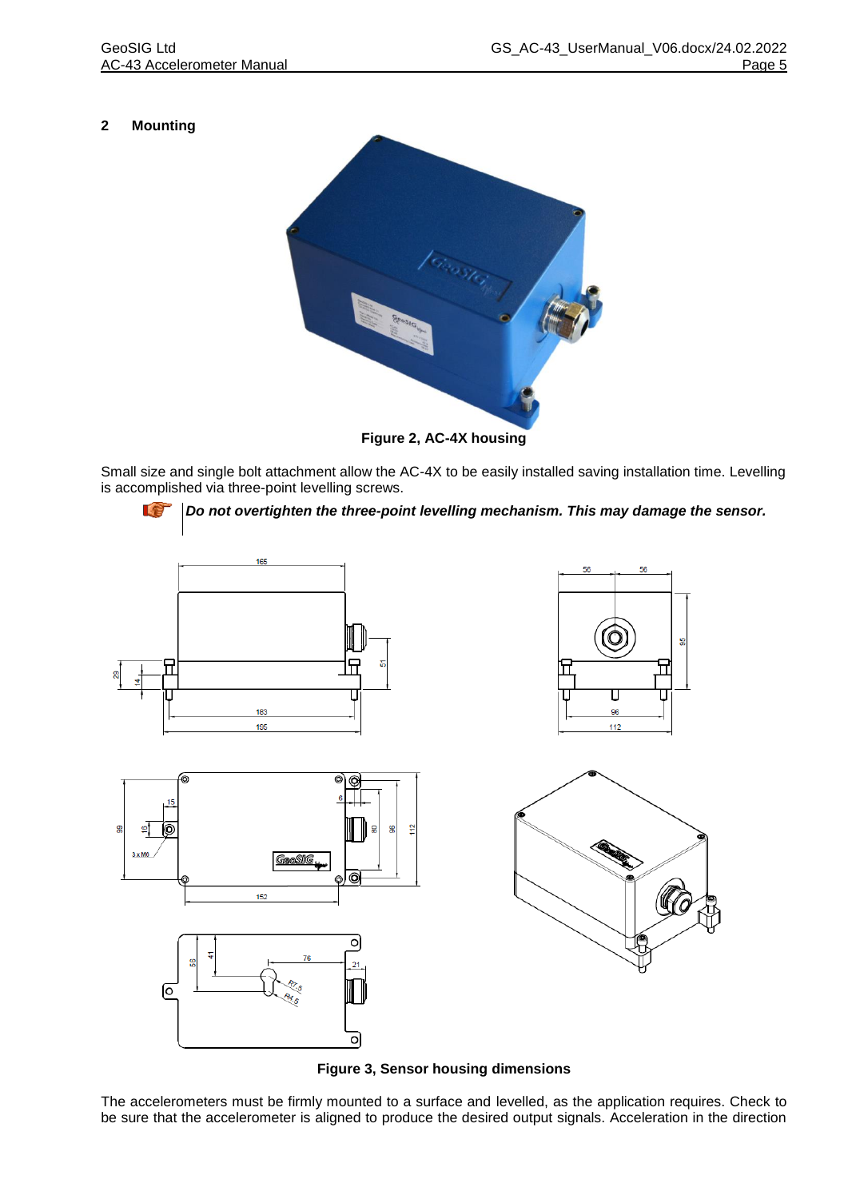## 2 Mounting

Figure 2, AC-4X housing

Small size and single bolt attachment allow the AC-4X to be easily installed saving installation time. Levelling is accomplished via three-point levelling screws.

***Do not overtighten the three-point levelling mechanism. This may damage the sensor.***

Figure 3, Sensor housing dimensions

The accelerometers must be firmly mounted to a surface and levelled, as the application requires. Check to be sure that the accelerometer is aligned to produce the desired output signals. Acceleration in the direction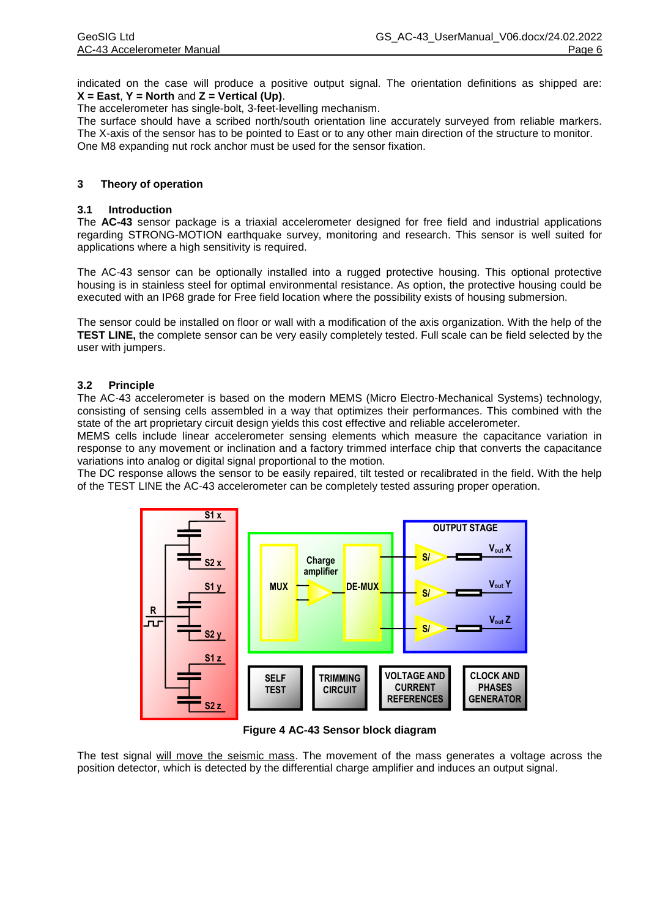indicated on the case will produce a positive output signal. The orientation definitions as shipped are: **X = East**, **Y = North** and **Z = Vertical (Up)**.
The accelerometer has single-bolt, 3-feet-levelling mechanism.
The surface should have a scribed north/south orientation line accurately surveyed from reliable markers. The X-axis of the sensor has to be pointed to East or to any other main direction of the structure to monitor.
One M8 expanding nut rock anchor must be used for the sensor fixation.

## 3 Theory of operation

### 3.1 Introduction

The **AC-43** sensor package is a triaxial accelerometer designed for free field and industrial applications regarding STRONG-MOTION earthquake survey, monitoring and research. This sensor is well suited for applications where a high sensitivity is required.

The AC-43 sensor can be optionally installed into a rugged protective housing. This optional protective housing is in stainless steel for optimal environmental resistance. As option, the protective housing could be executed with an IP68 grade for Free field location where the possibility exists of housing submersion.

The sensor could be installed on floor or wall with a modification of the axis organization. With the help of the **TEST LINE,** the complete sensor can be very easily completely tested. Full scale can be field selected by the user with jumpers.

### 3.2 Principle

The AC-43 accelerometer is based on the modern MEMS (Micro Electro-Mechanical Systems) technology, consisting of sensing cells assembled in a way that optimizes their performances. This combined with the state of the art proprietary circuit design yields this cost effective and reliable accelerometer.
MEMS cells include linear accelerometer sensing elements which measure the capacitance variation in response to any movement or inclination and a factory trimmed interface chip that converts the capacitance variations into analog or digital signal proportional to the motion.
The DC response allows the sensor to be easily repaired, tilt tested or recalibrated in the field. With the help of the TEST LINE the AC-43 accelerometer can be completely tested assuring proper operation.

**Figure 4 AC-43 Sensor block diagram**

The test signal will move the seismic mass. The movement of the mass generates a voltage across the position detector, which is detected by the differential charge amplifier and induces an output signal.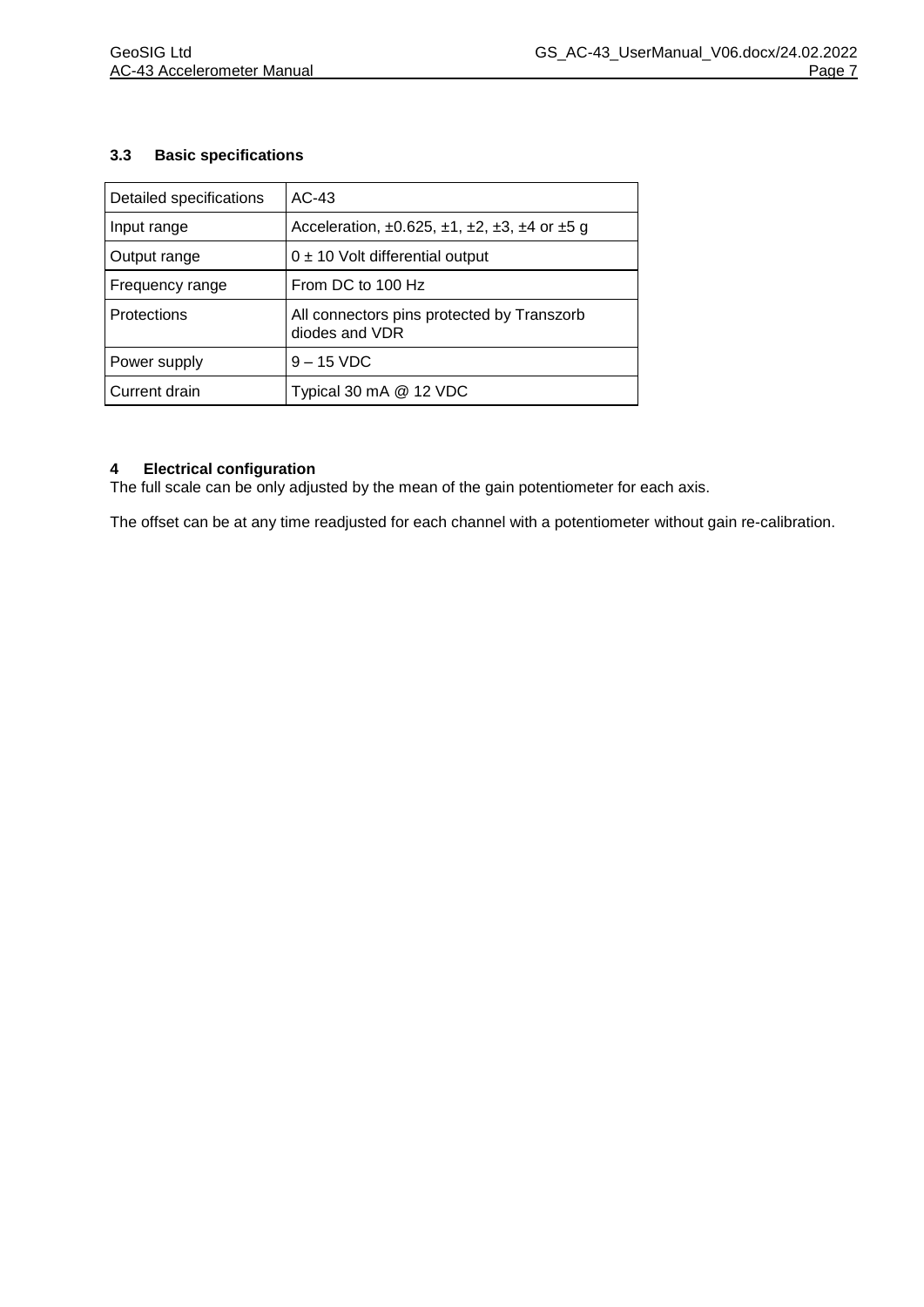### 3.3 Basic specifications

| Detailed specifications | AC-43 |
|---|---|
| Input range | Acceleration, ±0.625, ±1, ±2, ±3, ±4 or ±5 g |
| Output range | 0 ± 10 Volt differential output |
| Frequency range | From DC to 100 Hz |
| Protections | All connectors pins protected by Transzorb diodes and VDR |
| Power supply | 9 – 15 VDC |
| Current drain | Typical 30 mA @ 12 VDC |

## 4 Electrical configuration

The full scale can be only adjusted by the mean of the gain potentiometer for each axis.

The offset can be at any time readjusted for each channel with a potentiometer without gain re-calibration.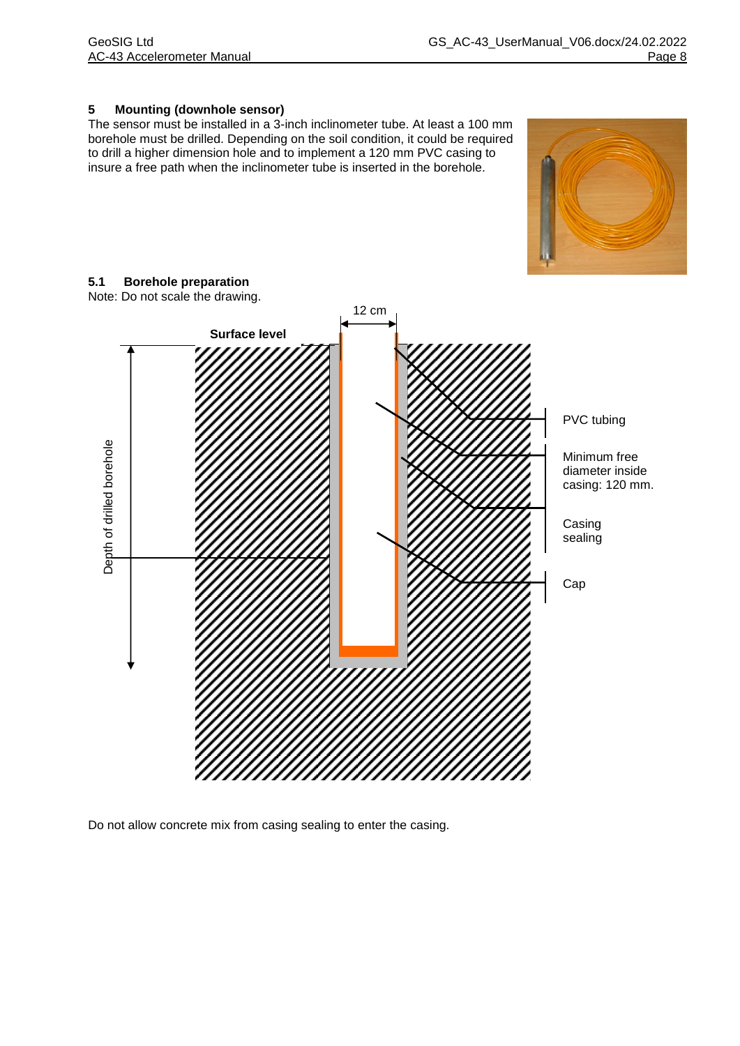## 5 Mounting (downhole sensor)

The sensor must be installed in a 3-inch inclinometer tube. At least a 100 mm borehole must be drilled. Depending on the soil condition, it could be required to drill a higher dimension hole and to implement a 120 mm PVC casing to insure a free path when the inclinometer tube is inserted in the borehole.

### 5.1 Borehole preparation

Note: Do not scale the drawing.

12 cm

Surface level

Depth of drilled borehole

PVC tubing

Minimum free diameter inside casing: 120 mm.

Casing sealing

Cap

Do not allow concrete mix from casing sealing to enter the casing.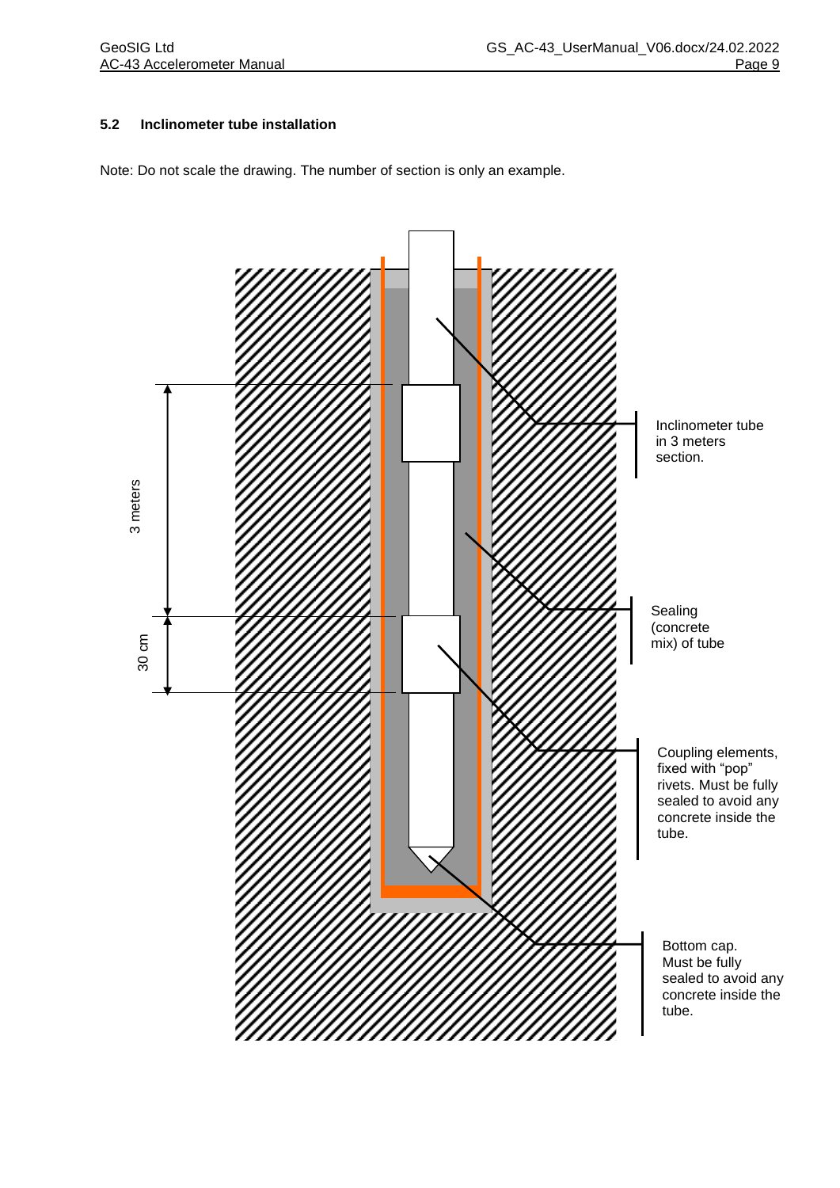### 5.2 Inclinometer tube installation

Note: Do not scale the drawing. The number of section is only an example.

3 meters

30 cm

Inclinometer tube in 3 meters section.

Sealing (concrete mix) of tube

Coupling elements, fixed with "pop" rivets. Must be fully sealed to avoid any concrete inside the tube.

Bottom cap. Must be fully sealed to avoid any concrete inside the tube.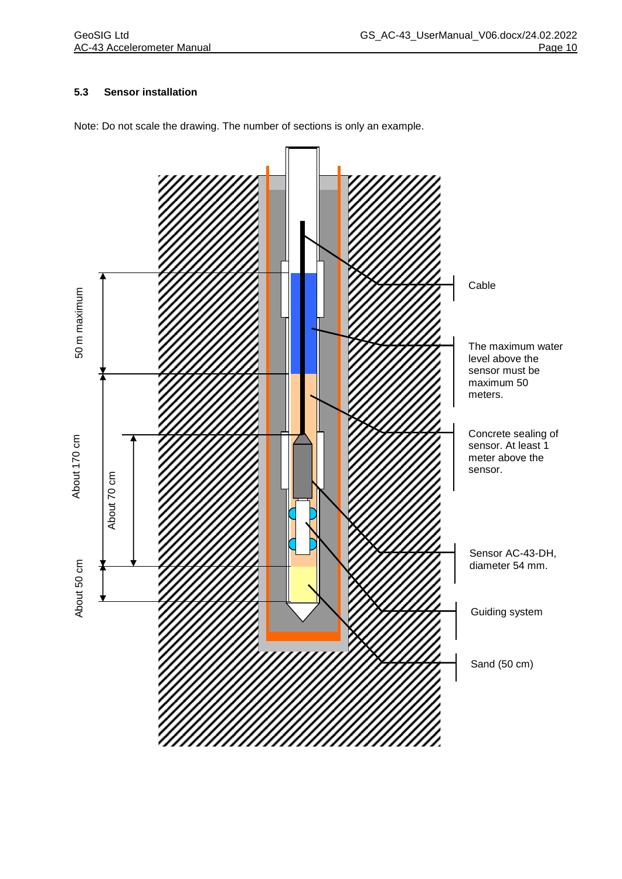### 5.3 Sensor installation

Note: Do not scale the drawing. The number of sections is only an example.

50 m maximum

About 170 cm

About 70 cm

About 50 cm

Cable

The maximum water level above the sensor must be maximum 50 meters.

Concrete sealing of sensor. At least 1 meter above the sensor.

Sensor AC-43-DH, diameter 54 mm.

Guiding system

Sand (50 cm)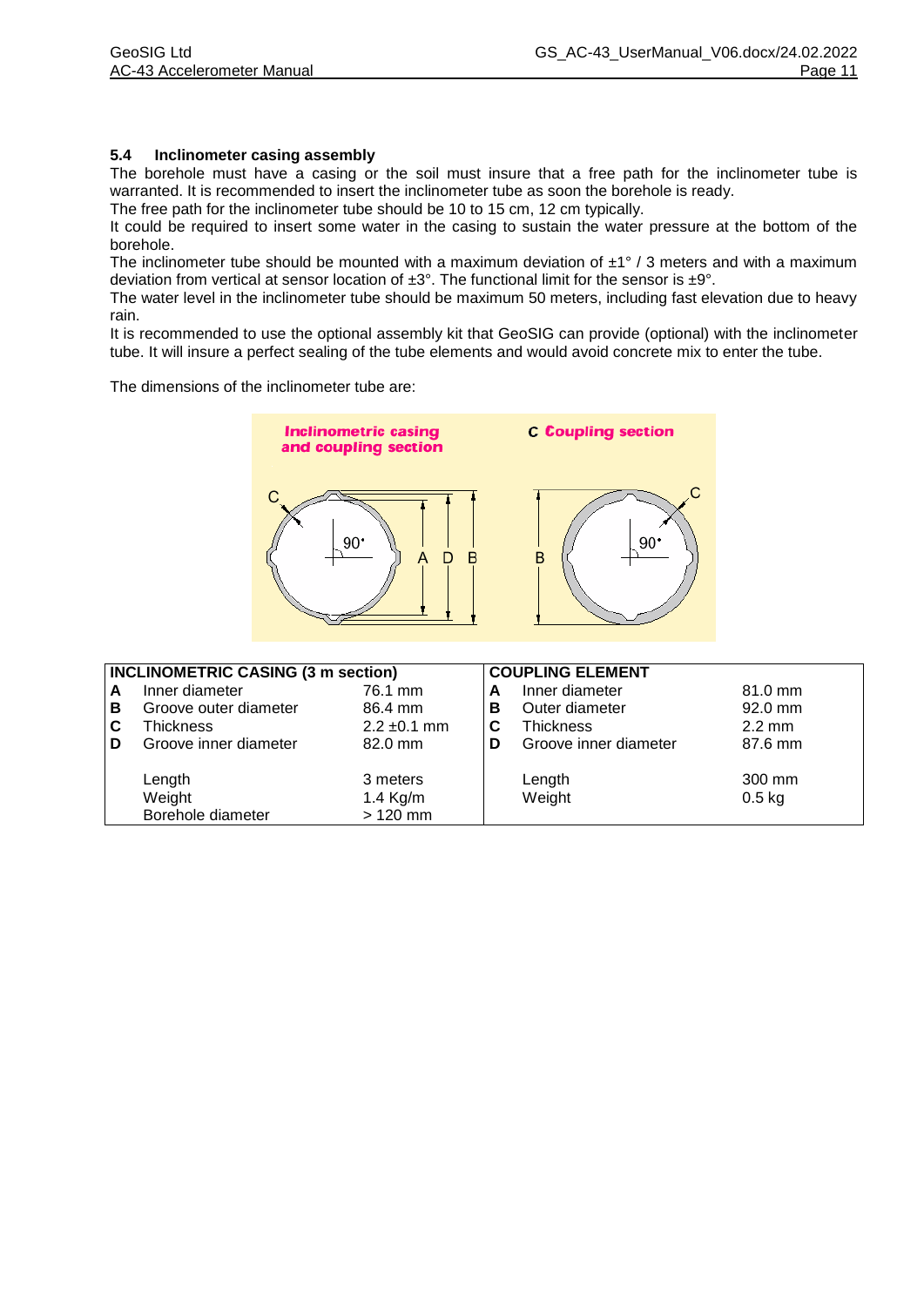## 5.4 Inclinometer casing assembly

The borehole must have a casing or the soil must insure that a free path for the inclinometer tube is warranted. It is recommended to insert the inclinometer tube as soon the borehole is ready.

The free path for the inclinometer tube should be 10 to 15 cm, 12 cm typically.

It could be required to insert some water in the casing to sustain the water pressure at the bottom of the borehole.

The inclinometer tube should be mounted with a maximum deviation of ±1° / 3 meters and with a maximum deviation from vertical at sensor location of ±3°. The functional limit for the sensor is ±9°.

The water level in the inclinometer tube should be maximum 50 meters, including fast elevation due to heavy rain.

It is recommended to use the optional assembly kit that GeoSIG can provide (optional) with the inclinometer tube. It will insure a perfect sealing of the tube elements and would avoid concrete mix to enter the tube.

The dimensions of the inclinometer tube are:

| INCLINOMETRIC CASING (3 m section) | | | COUPLING ELEMENT | | |
|---|---|---|---|---|---|
| **A** | Inner diameter | 76.1 mm | **A** | Inner diameter | 81.0 mm |
| **B** | Groove outer diameter | 86.4 mm | **B** | Outer diameter | 92.0 mm |
| **C** | Thickness | 2.2 ±0.1 mm | **C** | Thickness | 2.2 mm |
| **D** | Groove inner diameter | 82.0 mm | **D** | Groove inner diameter | 87.6 mm |
| | Length | 3 meters | | Length | 300 mm |
| | Weight | 1.4 Kg/m | | Weight | 0.5 kg |
| | Borehole diameter | > 120 mm | | | |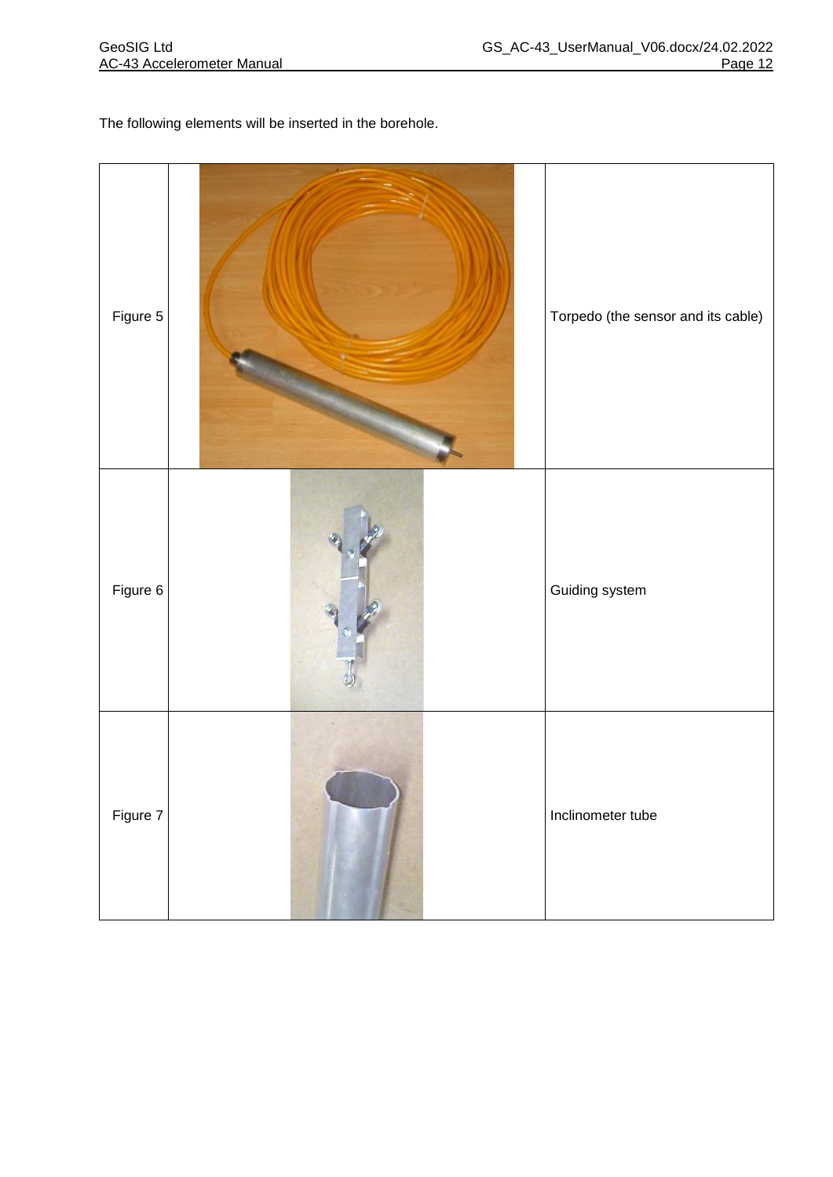The following elements will be inserted in the borehole.

| | | |
|---|---|---|
| Figure 5 | | Torpedo (the sensor and its cable) |
| Figure 6 | | Guiding system |
| Figure 7 | | Inclinometer tube |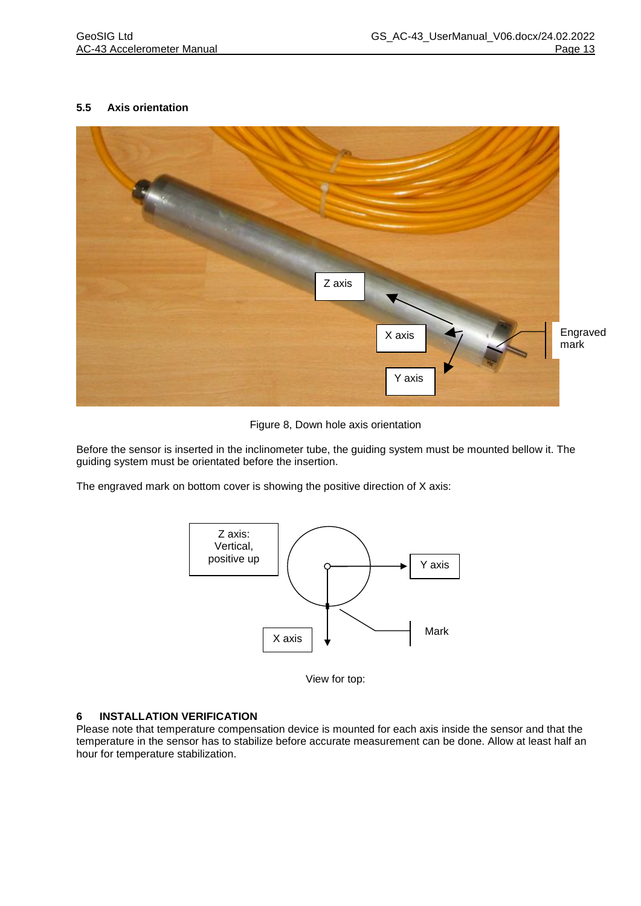## 5.5 Axis orientation

Z axis

X axis

Y axis

Engraved mark

Figure 8, Down hole axis orientation

Before the sensor is inserted in the inclinometer tube, the guiding system must be mounted bellow it. The guiding system must be orientated before the insertion.

The engraved mark on bottom cover is showing the positive direction of X axis:

Z axis: Vertical, positive up

Y axis

X axis

Mark

View for top:

# 6 INSTALLATION VERIFICATION

Please note that temperature compensation device is mounted for each axis inside the sensor and that the temperature in the sensor has to stabilize before accurate measurement can be done. Allow at least half an hour for temperature stabilization.